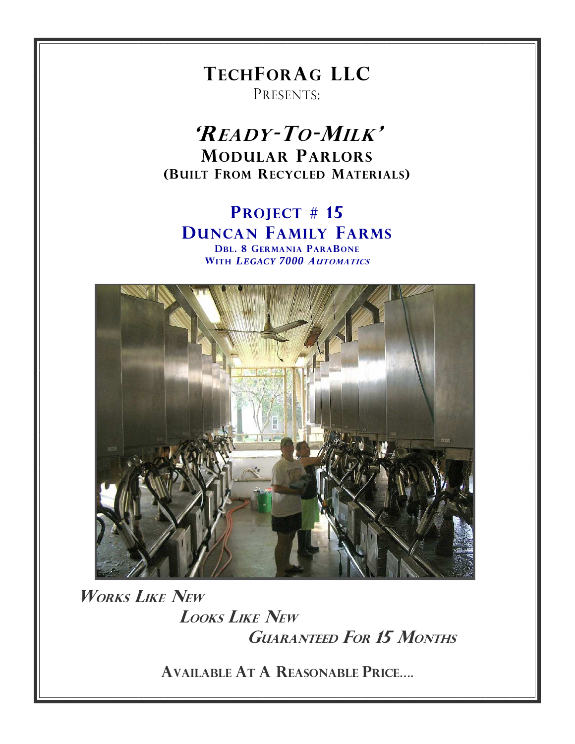# TechForAg LLC

Presents:

# *'Ready-To-Milk'*

## Modular Parlors

**(Built From Recycled Materials)**

## Project # 15

## Duncan Family Farms

**Dbl. 8 Germania ParaBone**

**With *Legacy 7000 Automatics***

***Works Like New***

***Looks Like New***

***Guaranteed For 15 Months***

**Available At A Reasonable Price….**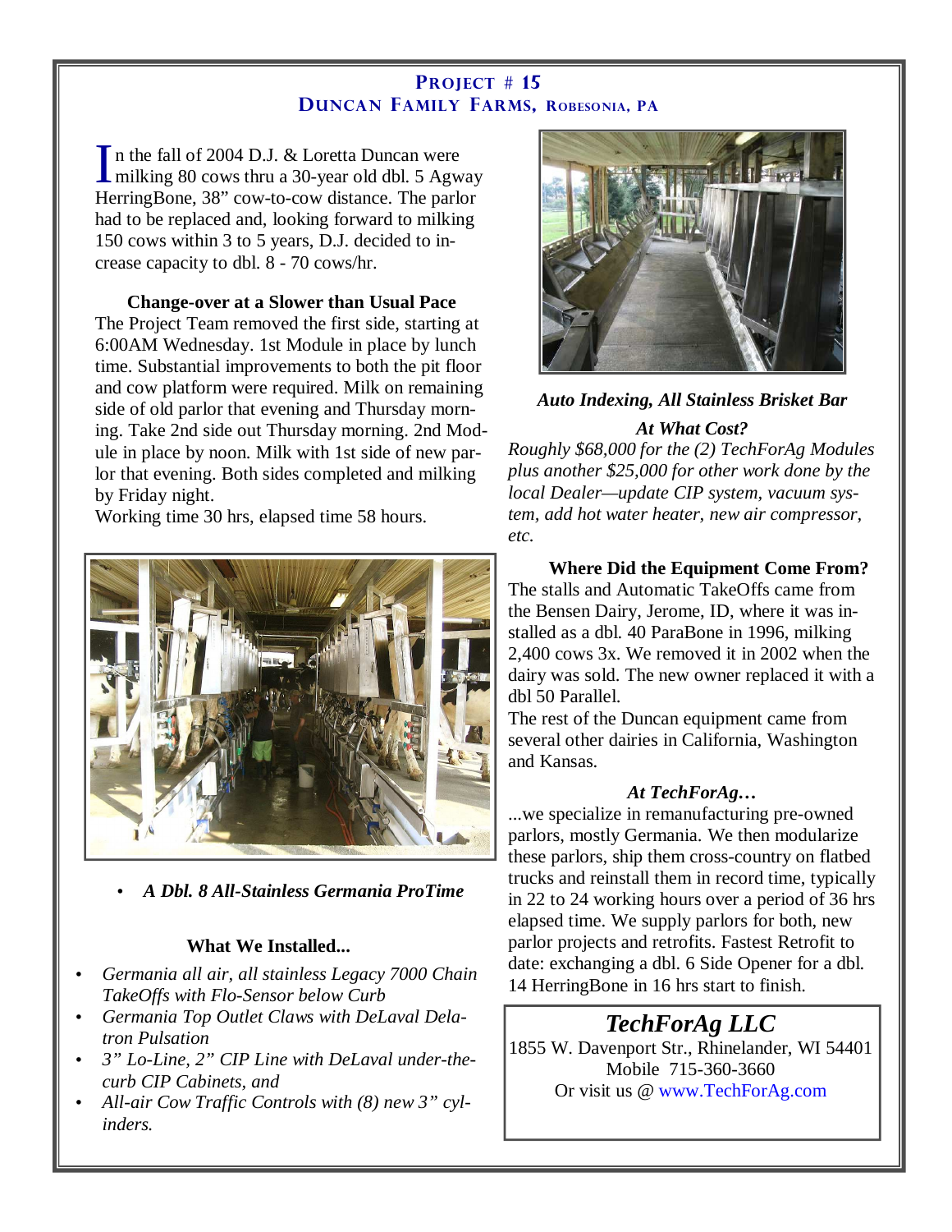## Project # 15
### Duncan Family Farms, Robesonia, PA

In the fall of 2004 D.J. & Loretta Duncan were milking 80 cows thru a 30-year old dbl. 5 Agway HerringBone, 38" cow-to-cow distance. The parlor had to be replaced and, looking forward to milking 150 cows within 3 to 5 years, D.J. decided to increase capacity to dbl. 8 - 70 cows/hr.

**Change-over at a Slower than Usual Pace**

The Project Team removed the first side, starting at 6:00AM Wednesday. 1st Module in place by lunch time. Substantial improvements to both the pit floor and cow platform were required. Milk on remaining side of old parlor that evening and Thursday morning. Take 2nd side out Thursday morning. 2nd Module in place by noon. Milk with 1st side of new parlor that evening. Both sides completed and milking by Friday night.

Working time 30 hrs, elapsed time 58 hours.

- ***A Dbl. 8 All-Stainless Germania ProTime***

**What We Installed...**

- *Germania all air, all stainless Legacy 7000 Chain TakeOffs with Flo-Sensor below Curb*
- *Germania Top Outlet Claws with DeLaval Delatron Pulsation*
- *3" Lo-Line, 2" CIP Line with DeLaval under-the-curb CIP Cabinets, and*
- *All-air Cow Traffic Controls with (8) new 3" cylinders.*

***Auto Indexing, All Stainless Brisket Bar***

***At What Cost?***

*Roughly $68,000 for the (2) TechForAg Modules plus another $25,000 for other work done by the local Dealer—update CIP system, vacuum system, add hot water heater, new air compressor, etc.*

**Where Did the Equipment Come From?**

The stalls and Automatic TakeOffs came from the Bensen Dairy, Jerome, ID, where it was installed as a dbl. 40 ParaBone in 1996, milking 2,400 cows 3x. We removed it in 2002 when the dairy was sold. The new owner replaced it with a dbl 50 Parallel.

The rest of the Duncan equipment came from several other dairies in California, Washington and Kansas.

***At TechForAg…***

...we specialize in remanufacturing pre-owned parlors, mostly Germania. We then modularize these parlors, ship them cross-country on flatbed trucks and reinstall them in record time, typically in 22 to 24 working hours over a period of 36 hrs elapsed time. We supply parlors for both, new parlor projects and retrofits. Fastest Retrofit to date: exchanging a dbl. 6 Side Opener for a dbl. 14 HerringBone in 16 hrs start to finish.

***TechForAg LLC***

1855 W. Davenport Str., Rhinelander, WI 54401
Mobile 715-360-3660
Or visit us @ www.TechForAg.com